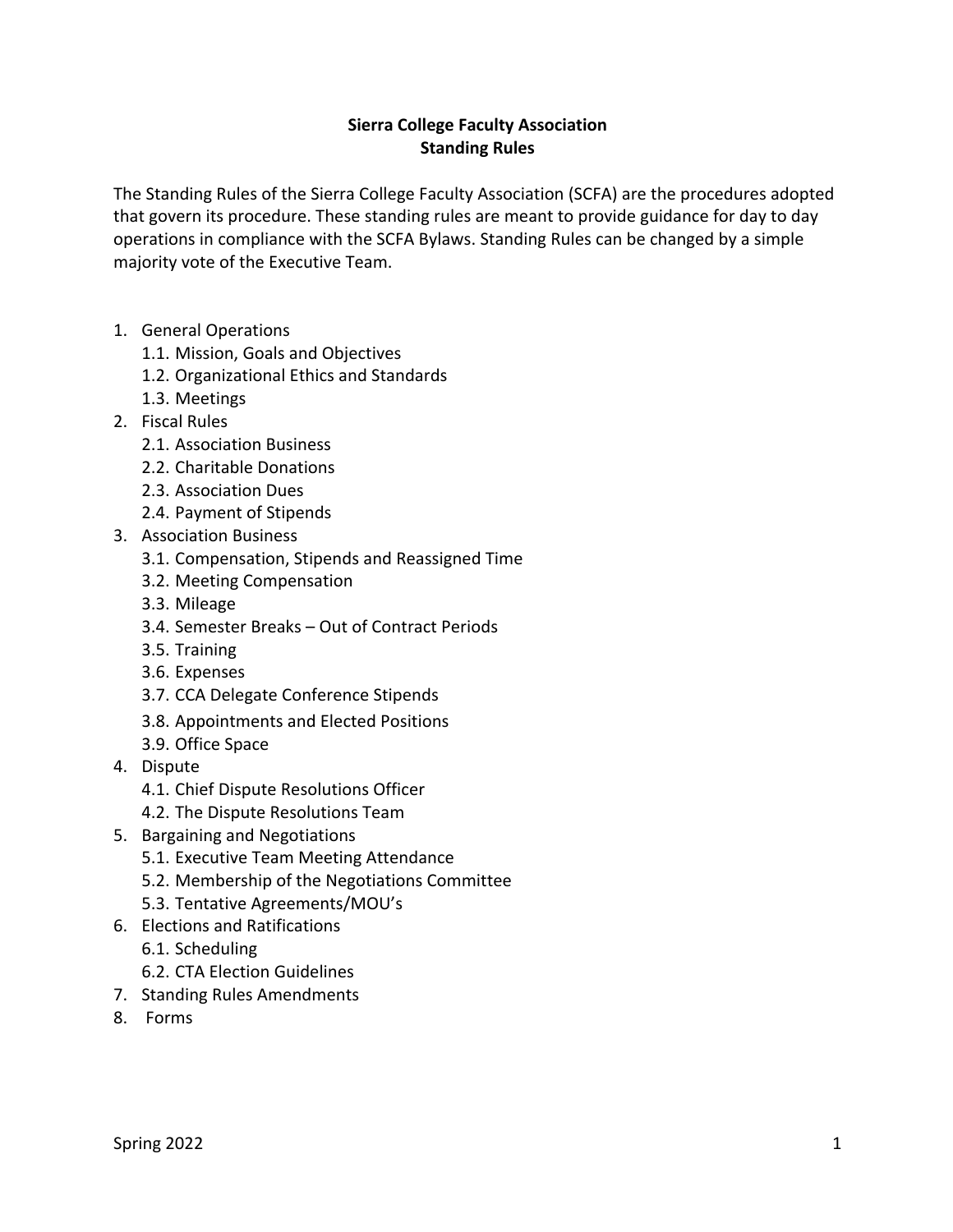# Sierra College Faculty Association
## Standing Rules

The Standing Rules of the Sierra College Faculty Association (SCFA) are the procedures adopted that govern its procedure. These standing rules are meant to provide guidance for day to day operations in compliance with the SCFA Bylaws. Standing Rules can be changed by a simple majority vote of the Executive Team.

1. General Operations
   - 1.1. Mission, Goals and Objectives
   - 1.2. Organizational Ethics and Standards
   - 1.3. Meetings
2. Fiscal Rules
   - 2.1. Association Business
   - 2.2. Charitable Donations
   - 2.3. Association Dues
   - 2.4. Payment of Stipends
3. Association Business
   - 3.1. Compensation, Stipends and Reassigned Time
   - 3.2. Meeting Compensation
   - 3.3. Mileage
   - 3.4. Semester Breaks – Out of Contract Periods
   - 3.5. Training
   - 3.6. Expenses
   - 3.7. CCA Delegate Conference Stipends
   - 3.8. Appointments and Elected Positions
   - 3.9. Office Space
4. Dispute
   - 4.1. Chief Dispute Resolutions Officer
   - 4.2. The Dispute Resolutions Team
5. Bargaining and Negotiations
   - 5.1. Executive Team Meeting Attendance
   - 5.2. Membership of the Negotiations Committee
   - 5.3. Tentative Agreements/MOU's
6. Elections and Ratifications
   - 6.1. Scheduling
   - 6.2. CTA Election Guidelines
7. Standing Rules Amendments
8. Forms

Spring 2022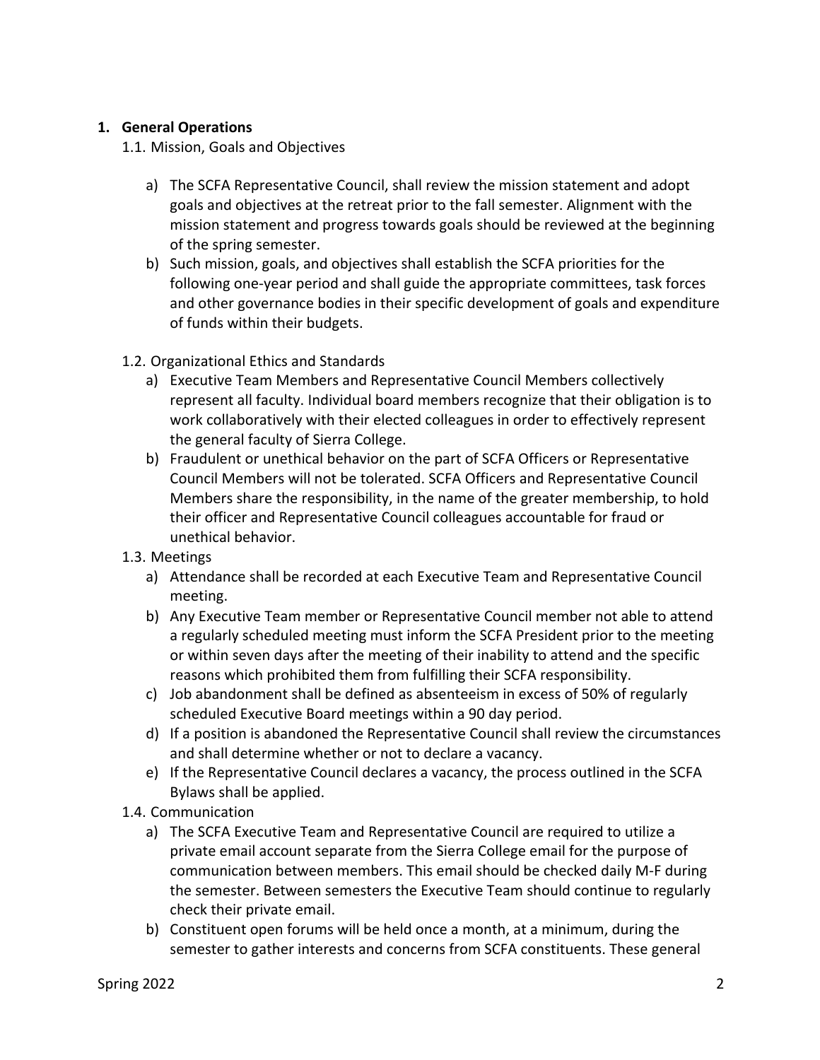## 1. General Operations

### 1.1. Mission, Goals and Objectives

a) The SCFA Representative Council, shall review the mission statement and adopt goals and objectives at the retreat prior to the fall semester. Alignment with the mission statement and progress towards goals should be reviewed at the beginning of the spring semester.

b) Such mission, goals, and objectives shall establish the SCFA priorities for the following one-year period and shall guide the appropriate committees, task forces and other governance bodies in their specific development of goals and expenditure of funds within their budgets.

### 1.2. Organizational Ethics and Standards

a) Executive Team Members and Representative Council Members collectively represent all faculty. Individual board members recognize that their obligation is to work collaboratively with their elected colleagues in order to effectively represent the general faculty of Sierra College.

b) Fraudulent or unethical behavior on the part of SCFA Officers or Representative Council Members will not be tolerated. SCFA Officers and Representative Council Members share the responsibility, in the name of the greater membership, to hold their officer and Representative Council colleagues accountable for fraud or unethical behavior.

### 1.3. Meetings

a) Attendance shall be recorded at each Executive Team and Representative Council meeting.

b) Any Executive Team member or Representative Council member not able to attend a regularly scheduled meeting must inform the SCFA President prior to the meeting or within seven days after the meeting of their inability to attend and the specific reasons which prohibited them from fulfilling their SCFA responsibility.

c) Job abandonment shall be defined as absenteeism in excess of 50% of regularly scheduled Executive Board meetings within a 90 day period.

d) If a position is abandoned the Representative Council shall review the circumstances and shall determine whether or not to declare a vacancy.

e) If the Representative Council declares a vacancy, the process outlined in the SCFA Bylaws shall be applied.

### 1.4. Communication

a) The SCFA Executive Team and Representative Council are required to utilize a private email account separate from the Sierra College email for the purpose of communication between members. This email should be checked daily M-F during the semester. Between semesters the Executive Team should continue to regularly check their private email.

b) Constituent open forums will be held once a month, at a minimum, during the semester to gather interests and concerns from SCFA constituents. These general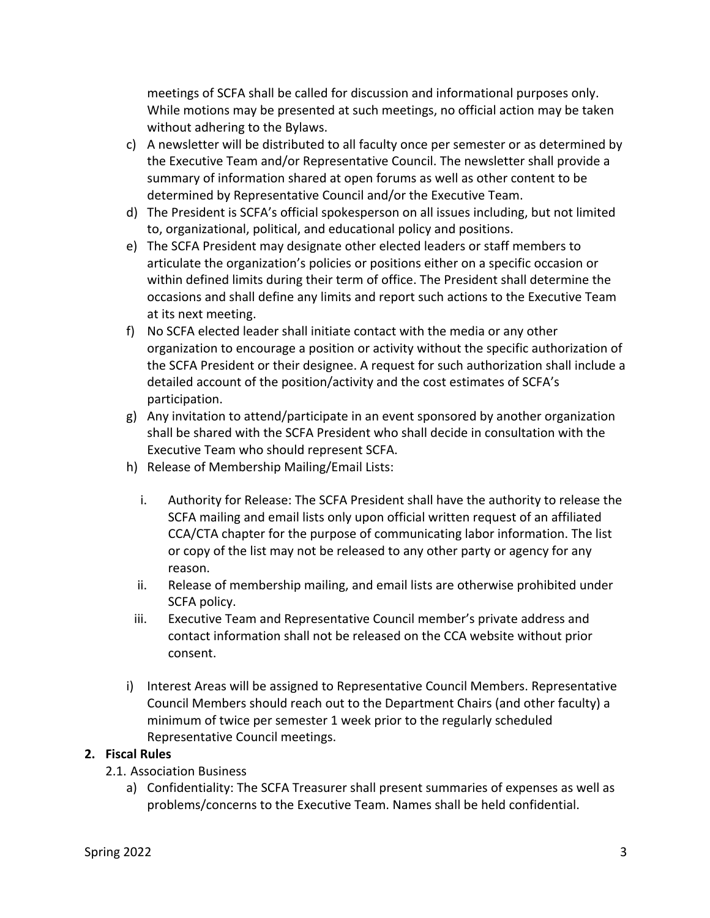meetings of SCFA shall be called for discussion and informational purposes only. While motions may be presented at such meetings, no official action may be taken without adhering to the Bylaws.

c) A newsletter will be distributed to all faculty once per semester or as determined by the Executive Team and/or Representative Council. The newsletter shall provide a summary of information shared at open forums as well as other content to be determined by Representative Council and/or the Executive Team.

d) The President is SCFA's official spokesperson on all issues including, but not limited to, organizational, political, and educational policy and positions.

e) The SCFA President may designate other elected leaders or staff members to articulate the organization's policies or positions either on a specific occasion or within defined limits during their term of office. The President shall determine the occasions and shall define any limits and report such actions to the Executive Team at its next meeting.

f) No SCFA elected leader shall initiate contact with the media or any other organization to encourage a position or activity without the specific authorization of the SCFA President or their designee. A request for such authorization shall include a detailed account of the position/activity and the cost estimates of SCFA's participation.

g) Any invitation to attend/participate in an event sponsored by another organization shall be shared with the SCFA President who shall decide in consultation with the Executive Team who should represent SCFA.

h) Release of Membership Mailing/Email Lists:

   i. Authority for Release: The SCFA President shall have the authority to release the SCFA mailing and email lists only upon official written request of an affiliated CCA/CTA chapter for the purpose of communicating labor information. The list or copy of the list may not be released to any other party or agency for any reason.

   ii. Release of membership mailing, and email lists are otherwise prohibited under SCFA policy.

   iii. Executive Team and Representative Council member's private address and contact information shall not be released on the CCA website without prior consent.

i) Interest Areas will be assigned to Representative Council Members. Representative Council Members should reach out to the Department Chairs (and other faculty) a minimum of twice per semester 1 week prior to the regularly scheduled Representative Council meetings.

**2. Fiscal Rules**

2.1. Association Business

a) Confidentiality: The SCFA Treasurer shall present summaries of expenses as well as problems/concerns to the Executive Team. Names shall be held confidential.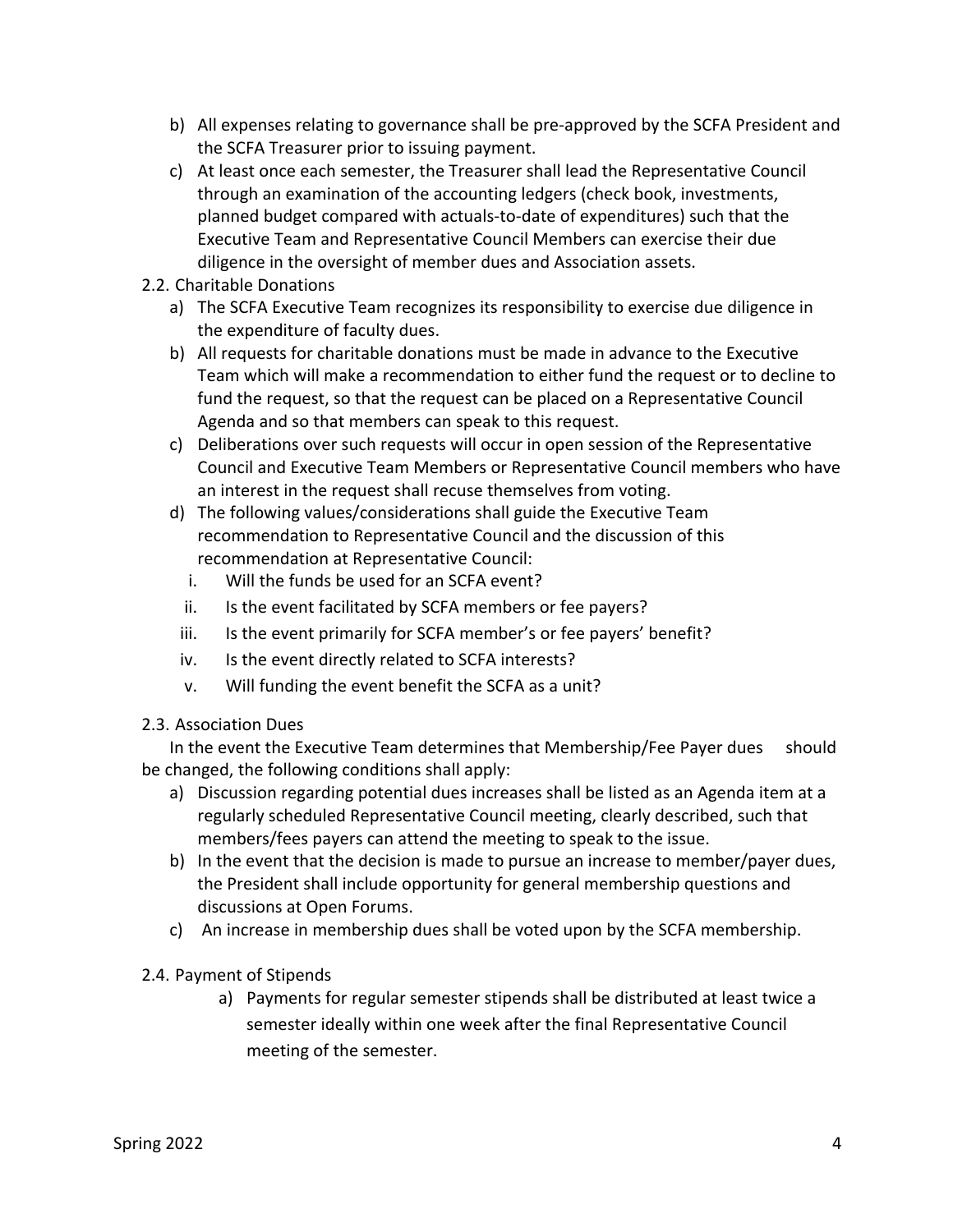b) All expenses relating to governance shall be pre-approved by the SCFA President and the SCFA Treasurer prior to issuing payment.

c) At least once each semester, the Treasurer shall lead the Representative Council through an examination of the accounting ledgers (check book, investments, planned budget compared with actuals-to-date of expenditures) such that the Executive Team and Representative Council Members can exercise their due diligence in the oversight of member dues and Association assets.

2.2. Charitable Donations

a) The SCFA Executive Team recognizes its responsibility to exercise due diligence in the expenditure of faculty dues.

b) All requests for charitable donations must be made in advance to the Executive Team which will make a recommendation to either fund the request or to decline to fund the request, so that the request can be placed on a Representative Council Agenda and so that members can speak to this request.

c) Deliberations over such requests will occur in open session of the Representative Council and Executive Team Members or Representative Council members who have an interest in the request shall recuse themselves from voting.

d) The following values/considerations shall guide the Executive Team recommendation to Representative Council and the discussion of this recommendation at Representative Council:

   i. Will the funds be used for an SCFA event?
   
   ii. Is the event facilitated by SCFA members or fee payers?
   
   iii. Is the event primarily for SCFA member's or fee payers' benefit?
   
   iv. Is the event directly related to SCFA interests?
   
   v. Will funding the event benefit the SCFA as a unit?

2.3. Association Dues

In the event the Executive Team determines that Membership/Fee Payer dues should be changed, the following conditions shall apply:

a) Discussion regarding potential dues increases shall be listed as an Agenda item at a regularly scheduled Representative Council meeting, clearly described, such that members/fees payers can attend the meeting to speak to the issue.

b) In the event that the decision is made to pursue an increase to member/payer dues, the President shall include opportunity for general membership questions and discussions at Open Forums.

c) An increase in membership dues shall be voted upon by the SCFA membership.

2.4. Payment of Stipends

a) Payments for regular semester stipends shall be distributed at least twice a semester ideally within one week after the final Representative Council meeting of the semester.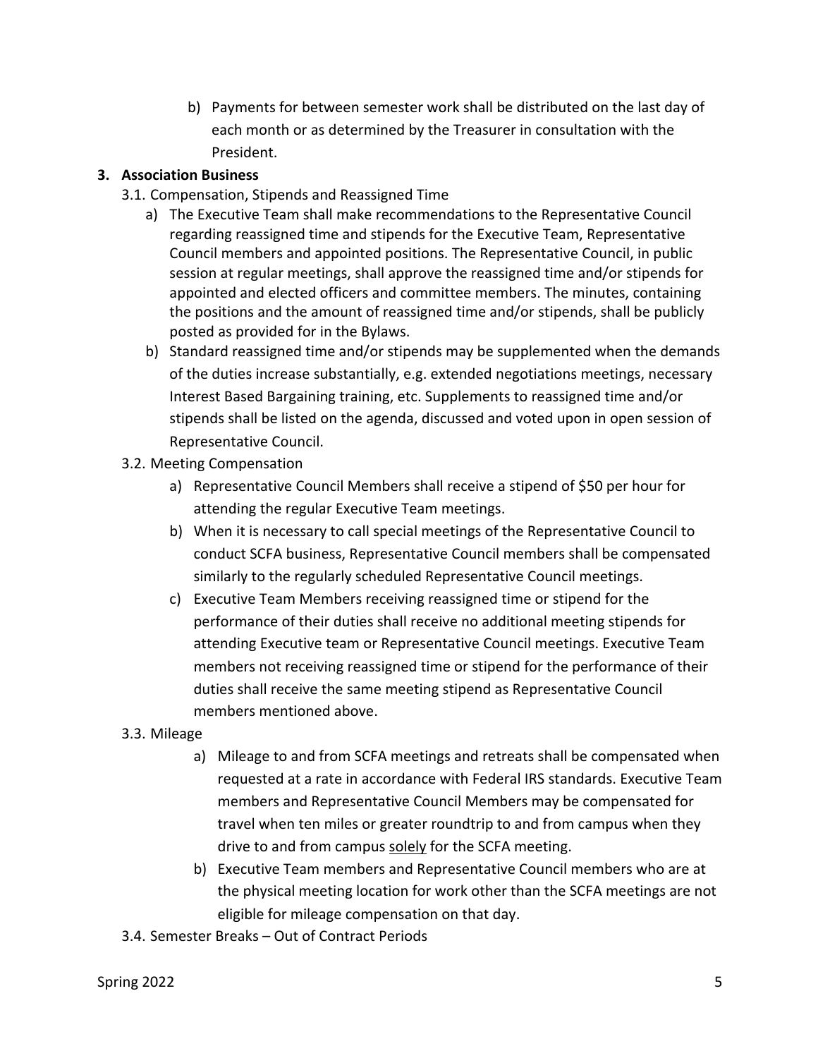b) Payments for between semester work shall be distributed on the last day of each month or as determined by the Treasurer in consultation with the President.

## 3. Association Business

### 3.1. Compensation, Stipends and Reassigned Time

a) The Executive Team shall make recommendations to the Representative Council regarding reassigned time and stipends for the Executive Team, Representative Council members and appointed positions. The Representative Council, in public session at regular meetings, shall approve the reassigned time and/or stipends for appointed and elected officers and committee members. The minutes, containing the positions and the amount of reassigned time and/or stipends, shall be publicly posted as provided for in the Bylaws.

b) Standard reassigned time and/or stipends may be supplemented when the demands of the duties increase substantially, e.g. extended negotiations meetings, necessary Interest Based Bargaining training, etc. Supplements to reassigned time and/or stipends shall be listed on the agenda, discussed and voted upon in open session of Representative Council.

### 3.2. Meeting Compensation

a) Representative Council Members shall receive a stipend of $50 per hour for attending the regular Executive Team meetings.

b) When it is necessary to call special meetings of the Representative Council to conduct SCFA business, Representative Council members shall be compensated similarly to the regularly scheduled Representative Council meetings.

c) Executive Team Members receiving reassigned time or stipend for the performance of their duties shall receive no additional meeting stipends for attending Executive team or Representative Council meetings. Executive Team members not receiving reassigned time or stipend for the performance of their duties shall receive the same meeting stipend as Representative Council members mentioned above.

### 3.3. Mileage

a) Mileage to and from SCFA meetings and retreats shall be compensated when requested at a rate in accordance with Federal IRS standards. Executive Team members and Representative Council Members may be compensated for travel when ten miles or greater roundtrip to and from campus when they drive to and from campus <u>solely</u> for the SCFA meeting.

b) Executive Team members and Representative Council members who are at the physical meeting location for work other than the SCFA meetings are not eligible for mileage compensation on that day.

### 3.4. Semester Breaks – Out of Contract Periods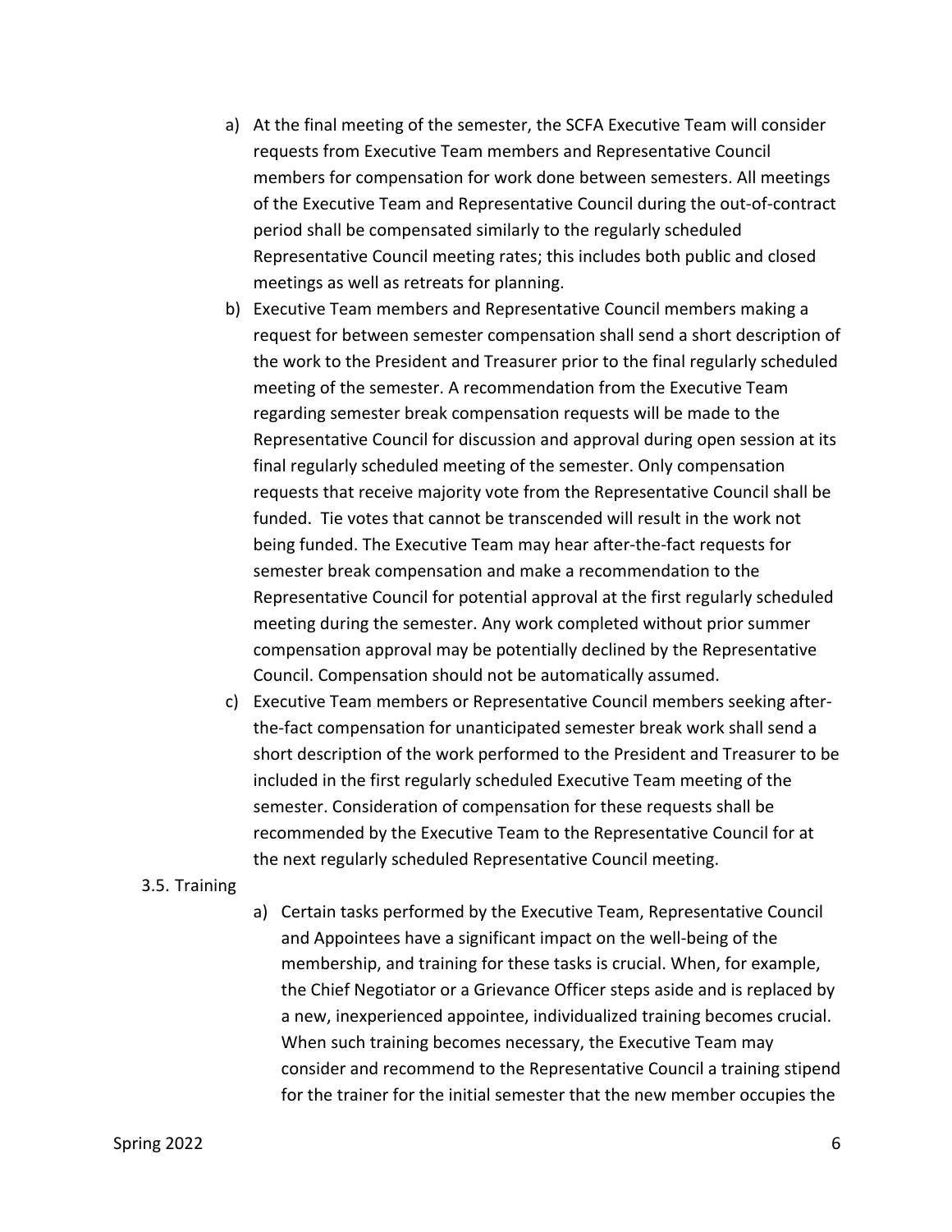a) At the final meeting of the semester, the SCFA Executive Team will consider requests from Executive Team members and Representative Council members for compensation for work done between semesters. All meetings of the Executive Team and Representative Council during the out-of-contract period shall be compensated similarly to the regularly scheduled Representative Council meeting rates; this includes both public and closed meetings as well as retreats for planning.

b) Executive Team members and Representative Council members making a request for between semester compensation shall send a short description of the work to the President and Treasurer prior to the final regularly scheduled meeting of the semester. A recommendation from the Executive Team regarding semester break compensation requests will be made to the Representative Council for discussion and approval during open session at its final regularly scheduled meeting of the semester. Only compensation requests that receive majority vote from the Representative Council shall be funded. Tie votes that cannot be transcended will result in the work not being funded. The Executive Team may hear after-the-fact requests for semester break compensation and make a recommendation to the Representative Council for potential approval at the first regularly scheduled meeting during the semester. Any work completed without prior summer compensation approval may be potentially declined by the Representative Council. Compensation should not be automatically assumed.

c) Executive Team members or Representative Council members seeking after-the-fact compensation for unanticipated semester break work shall send a short description of the work performed to the President and Treasurer to be included in the first regularly scheduled Executive Team meeting of the semester. Consideration of compensation for these requests shall be recommended by the Executive Team to the Representative Council for at the next regularly scheduled Representative Council meeting.

3.5. Training

a) Certain tasks performed by the Executive Team, Representative Council and Appointees have a significant impact on the well-being of the membership, and training for these tasks is crucial. When, for example, the Chief Negotiator or a Grievance Officer steps aside and is replaced by a new, inexperienced appointee, individualized training becomes crucial. When such training becomes necessary, the Executive Team may consider and recommend to the Representative Council a training stipend for the trainer for the initial semester that the new member occupies the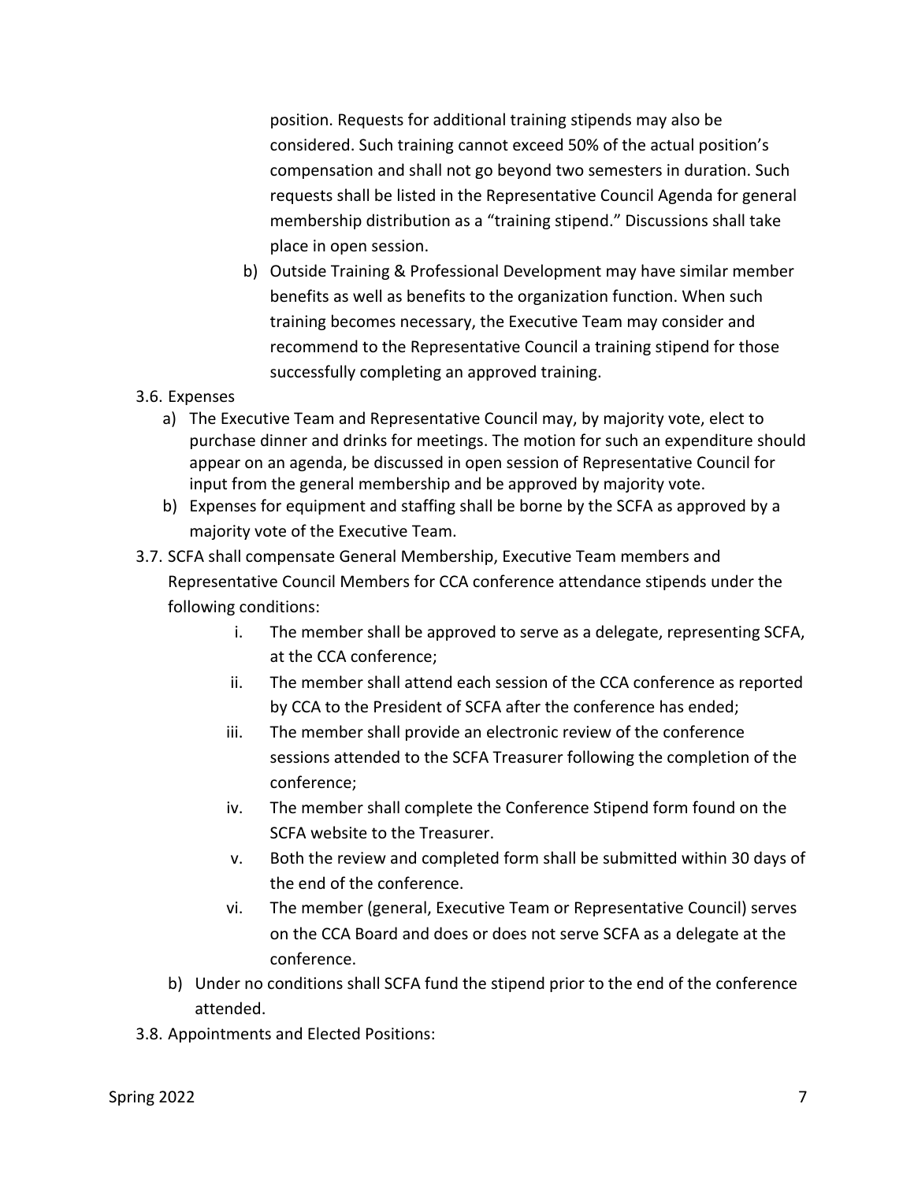position. Requests for additional training stipends may also be considered. Such training cannot exceed 50% of the actual position's compensation and shall not go beyond two semesters in duration. Such requests shall be listed in the Representative Council Agenda for general membership distribution as a "training stipend." Discussions shall take place in open session.

b) Outside Training & Professional Development may have similar member benefits as well as benefits to the organization function. When such training becomes necessary, the Executive Team may consider and recommend to the Representative Council a training stipend for those successfully completing an approved training.

3.6. Expenses

a) The Executive Team and Representative Council may, by majority vote, elect to purchase dinner and drinks for meetings. The motion for such an expenditure should appear on an agenda, be discussed in open session of Representative Council for input from the general membership and be approved by majority vote.

b) Expenses for equipment and staffing shall be borne by the SCFA as approved by a majority vote of the Executive Team.

3.7. SCFA shall compensate General Membership, Executive Team members and Representative Council Members for CCA conference attendance stipends under the following conditions:

i. The member shall be approved to serve as a delegate, representing SCFA, at the CCA conference;

ii. The member shall attend each session of the CCA conference as reported by CCA to the President of SCFA after the conference has ended;

iii. The member shall provide an electronic review of the conference sessions attended to the SCFA Treasurer following the completion of the conference;

iv. The member shall complete the Conference Stipend form found on the SCFA website to the Treasurer.

v. Both the review and completed form shall be submitted within 30 days of the end of the conference.

vi. The member (general, Executive Team or Representative Council) serves on the CCA Board and does or does not serve SCFA as a delegate at the conference.

b) Under no conditions shall SCFA fund the stipend prior to the end of the conference attended.

3.8. Appointments and Elected Positions: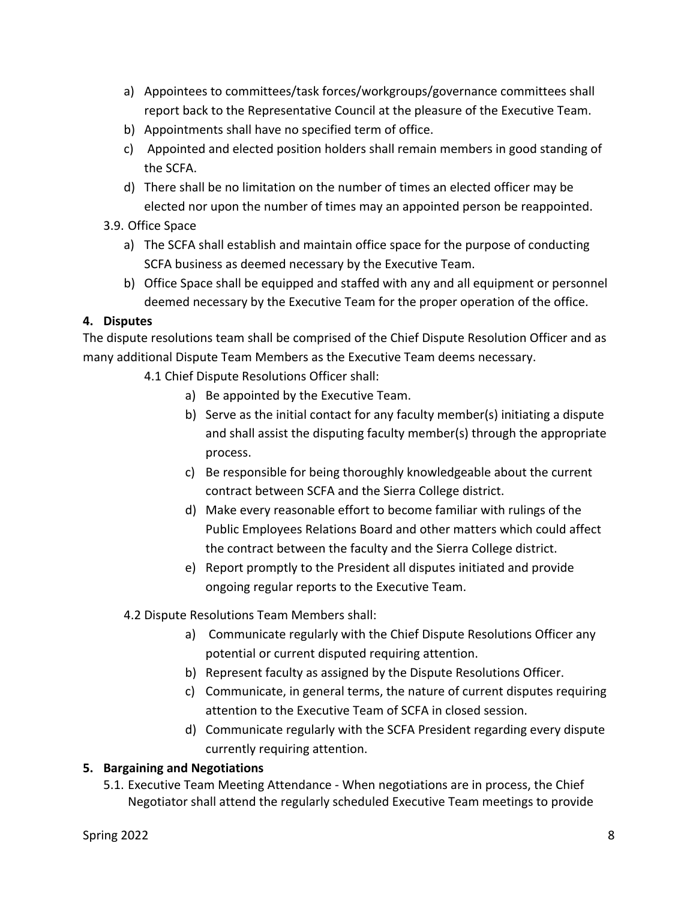a) Appointees to committees/task forces/workgroups/governance committees shall report back to the Representative Council at the pleasure of the Executive Team.
b) Appointments shall have no specified term of office.
c) Appointed and elected position holders shall remain members in good standing of the SCFA.
d) There shall be no limitation on the number of times an elected officer may be elected nor upon the number of times may an appointed person be reappointed.

3.9. Office Space

a) The SCFA shall establish and maintain office space for the purpose of conducting SCFA business as deemed necessary by the Executive Team.
b) Office Space shall be equipped and staffed with any and all equipment or personnel deemed necessary by the Executive Team for the proper operation of the office.

**4. Disputes**

The dispute resolutions team shall be comprised of the Chief Dispute Resolution Officer and as many additional Dispute Team Members as the Executive Team deems necessary.

4.1 Chief Dispute Resolutions Officer shall:

a) Be appointed by the Executive Team.
b) Serve as the initial contact for any faculty member(s) initiating a dispute and shall assist the disputing faculty member(s) through the appropriate process.
c) Be responsible for being thoroughly knowledgeable about the current contract between SCFA and the Sierra College district.
d) Make every reasonable effort to become familiar with rulings of the Public Employees Relations Board and other matters which could affect the contract between the faculty and the Sierra College district.
e) Report promptly to the President all disputes initiated and provide ongoing regular reports to the Executive Team.

4.2 Dispute Resolutions Team Members shall:

a) Communicate regularly with the Chief Dispute Resolutions Officer any potential or current disputed requiring attention.
b) Represent faculty as assigned by the Dispute Resolutions Officer.
c) Communicate, in general terms, the nature of current disputes requiring attention to the Executive Team of SCFA in closed session.
d) Communicate regularly with the SCFA President regarding every dispute currently requiring attention.

**5. Bargaining and Negotiations**

5.1. Executive Team Meeting Attendance - When negotiations are in process, the Chief Negotiator shall attend the regularly scheduled Executive Team meetings to provide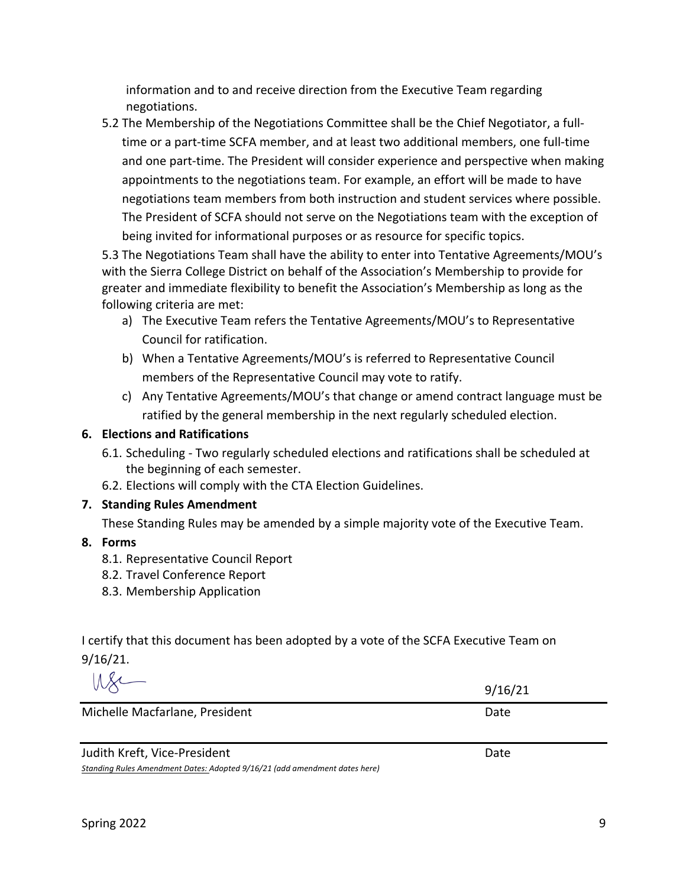information and to and receive direction from the Executive Team regarding negotiations.

5.2 The Membership of the Negotiations Committee shall be the Chief Negotiator, a full-time or a part-time SCFA member, and at least two additional members, one full-time and one part-time. The President will consider experience and perspective when making appointments to the negotiations team. For example, an effort will be made to have negotiations team members from both instruction and student services where possible. The President of SCFA should not serve on the Negotiations team with the exception of being invited for informational purposes or as resource for specific topics.

5.3 The Negotiations Team shall have the ability to enter into Tentative Agreements/MOU's with the Sierra College District on behalf of the Association's Membership to provide for greater and immediate flexibility to benefit the Association's Membership as long as the following criteria are met:

a) The Executive Team refers the Tentative Agreements/MOU's to Representative Council for ratification.
b) When a Tentative Agreements/MOU's is referred to Representative Council members of the Representative Council may vote to ratify.
c) Any Tentative Agreements/MOU's that change or amend contract language must be ratified by the general membership in the next regularly scheduled election.

**6. Elections and Ratifications**

6.1. Scheduling - Two regularly scheduled elections and ratifications shall be scheduled at the beginning of each semester.

6.2. Elections will comply with the CTA Election Guidelines.

**7. Standing Rules Amendment**

These Standing Rules may be amended by a simple majority vote of the Executive Team.

**8. Forms**

8.1. Representative Council Report

8.2. Travel Conference Report

8.3. Membership Application

I certify that this document has been adopted by a vote of the SCFA Executive Team on 9/16/21.

9/16/21

Michelle Macfarlane, President — Date

Judith Kreft, Vice-President — Date

*Standing Rules Amendment Dates: Adopted 9/16/21 (add amendment dates here)*